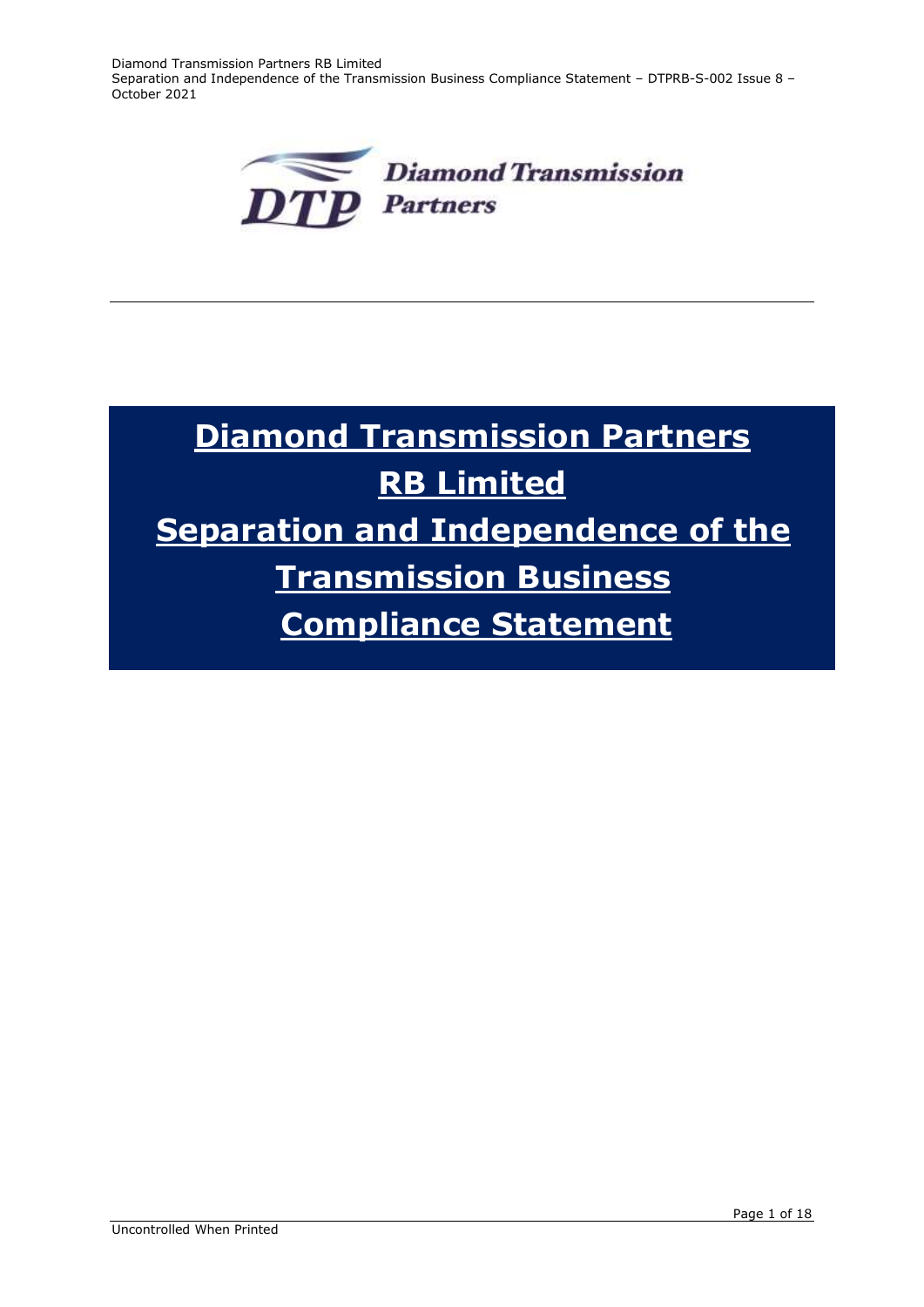# Diamond Transmission Partners RB Limited

# Separation and Independence of the Transmission Business Compliance Statement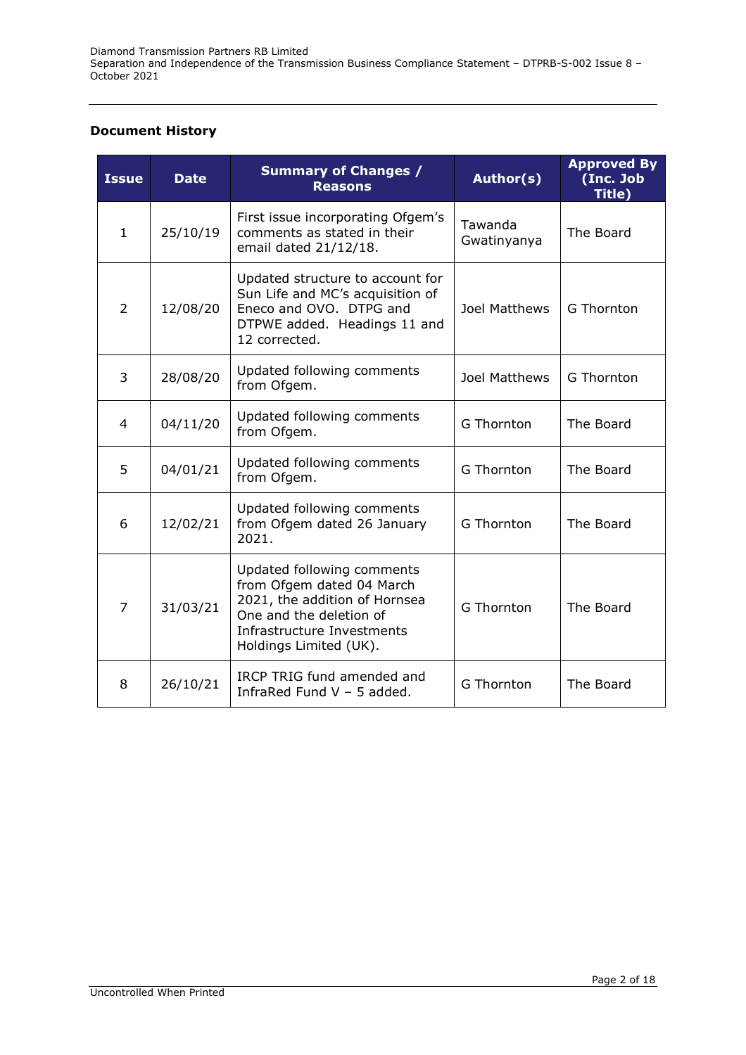## Document History

| Issue | Date | Summary of Changes / Reasons | Author(s) | Approved By (Inc. Job Title) |
|---|---|---|---|---|
| 1 | 25/10/19 | First issue incorporating Ofgem's comments as stated in their email dated 21/12/18. | Tawanda Gwatinyanya | The Board |
| 2 | 12/08/20 | Updated structure to account for Sun Life and MC's acquisition of Eneco and OVO. DTPG and DTPWE added. Headings 11 and 12 corrected. | Joel Matthews | G Thornton |
| 3 | 28/08/20 | Updated following comments from Ofgem. | Joel Matthews | G Thornton |
| 4 | 04/11/20 | Updated following comments from Ofgem. | G Thornton | The Board |
| 5 | 04/01/21 | Updated following comments from Ofgem. | G Thornton | The Board |
| 6 | 12/02/21 | Updated following comments from Ofgem dated 26 January 2021. | G Thornton | The Board |
| 7 | 31/03/21 | Updated following comments from Ofgem dated 04 March 2021, the addition of Hornsea One and the deletion of Infrastructure Investments Holdings Limited (UK). | G Thornton | The Board |
| 8 | 26/10/21 | IRCP TRIG fund amended and InfraRed Fund V – 5 added. | G Thornton | The Board |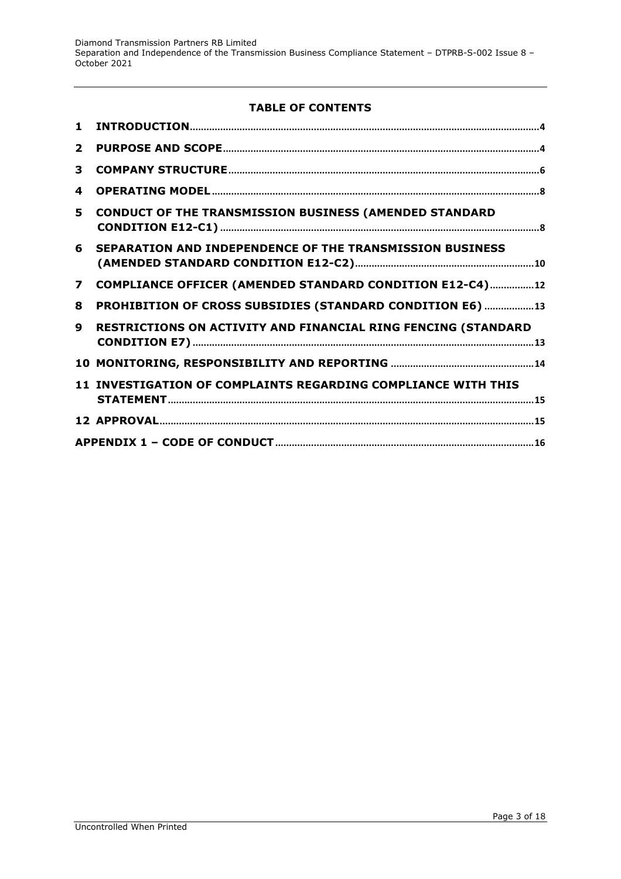## TABLE OF CONTENTS

| | | |
|---|---|---|
| **1** | **INTRODUCTION** | 4 |
| **2** | **PURPOSE AND SCOPE** | 4 |
| **3** | **COMPANY STRUCTURE** | 6 |
| **4** | **OPERATING MODEL** | 8 |
| **5** | **CONDUCT OF THE TRANSMISSION BUSINESS (AMENDED STANDARD CONDITION E12-C1)** | 8 |
| **6** | **SEPARATION AND INDEPENDENCE OF THE TRANSMISSION BUSINESS (AMENDED STANDARD CONDITION E12-C2)** | 10 |
| **7** | **COMPLIANCE OFFICER (AMENDED STANDARD CONDITION E12-C4)** | 12 |
| **8** | **PROHIBITION OF CROSS SUBSIDIES (STANDARD CONDITION E6)** | 13 |
| **9** | **RESTRICTIONS ON ACTIVITY AND FINANCIAL RING FENCING (STANDARD CONDITION E7)** | 13 |
| **10** | **MONITORING, RESPONSIBILITY AND REPORTING** | 14 |
| **11** | **INVESTIGATION OF COMPLAINTS REGARDING COMPLIANCE WITH THIS STATEMENT** | 15 |
| **12** | **APPROVAL** | 15 |
| | **APPENDIX 1 – CODE OF CONDUCT** | 16 |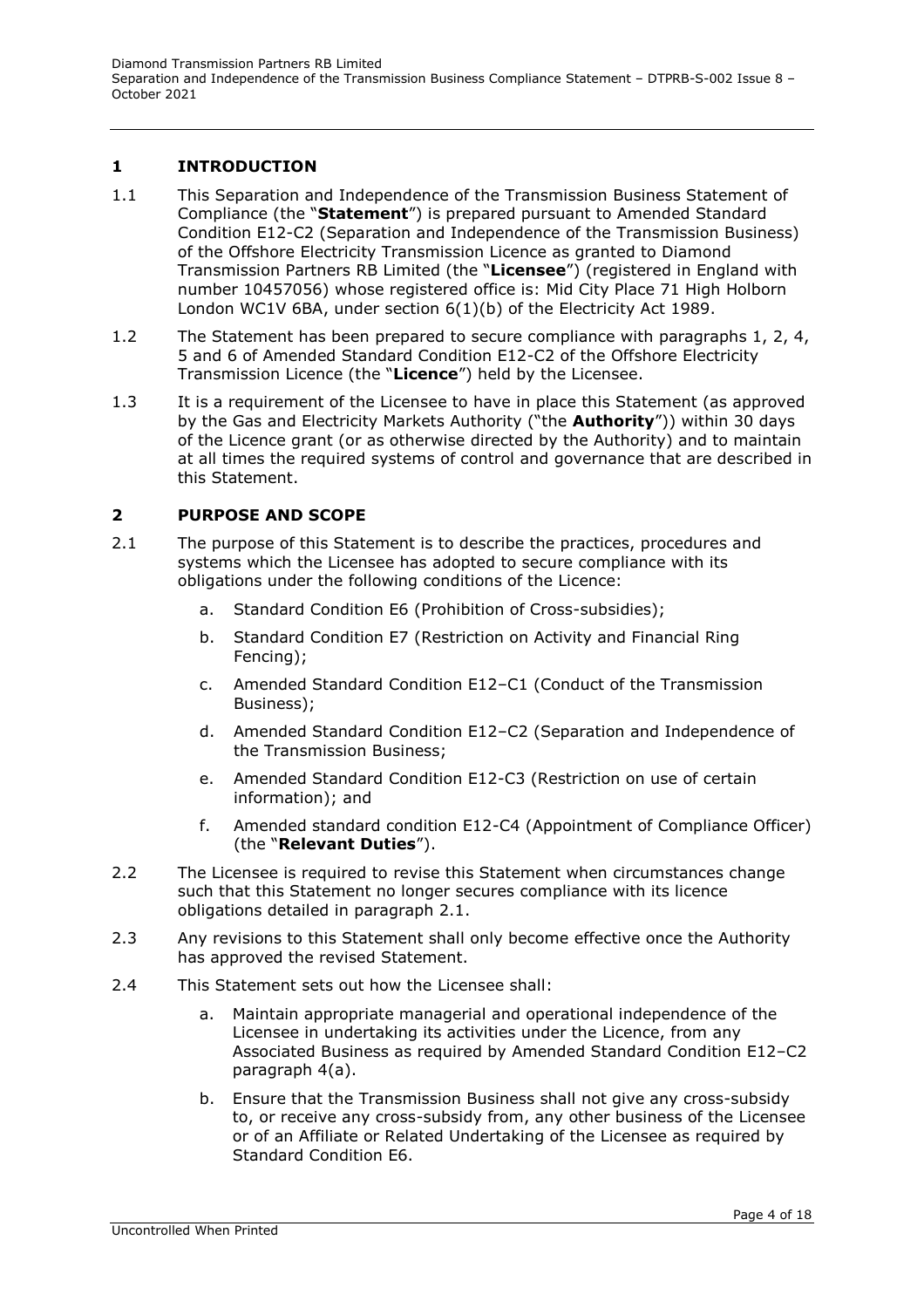## 1 INTRODUCTION

1.1 This Separation and Independence of the Transmission Business Statement of Compliance (the "**Statement**") is prepared pursuant to Amended Standard Condition E12-C2 (Separation and Independence of the Transmission Business) of the Offshore Electricity Transmission Licence as granted to Diamond Transmission Partners RB Limited (the "**Licensee**") (registered in England with number 10457056) whose registered office is: Mid City Place 71 High Holborn London WC1V 6BA, under section 6(1)(b) of the Electricity Act 1989.

1.2 The Statement has been prepared to secure compliance with paragraphs 1, 2, 4, 5 and 6 of Amended Standard Condition E12-C2 of the Offshore Electricity Transmission Licence (the "**Licence**") held by the Licensee.

1.3 It is a requirement of the Licensee to have in place this Statement (as approved by the Gas and Electricity Markets Authority ("the **Authority**")) within 30 days of the Licence grant (or as otherwise directed by the Authority) and to maintain at all times the required systems of control and governance that are described in this Statement.

## 2 PURPOSE AND SCOPE

2.1 The purpose of this Statement is to describe the practices, procedures and systems which the Licensee has adopted to secure compliance with its obligations under the following conditions of the Licence:

a. Standard Condition E6 (Prohibition of Cross-subsidies);

b. Standard Condition E7 (Restriction on Activity and Financial Ring Fencing);

c. Amended Standard Condition E12–C1 (Conduct of the Transmission Business);

d. Amended Standard Condition E12–C2 (Separation and Independence of the Transmission Business;

e. Amended Standard Condition E12-C3 (Restriction on use of certain information); and

f. Amended standard condition E12-C4 (Appointment of Compliance Officer) (the "**Relevant Duties**").

2.2 The Licensee is required to revise this Statement when circumstances change such that this Statement no longer secures compliance with its licence obligations detailed in paragraph 2.1.

2.3 Any revisions to this Statement shall only become effective once the Authority has approved the revised Statement.

2.4 This Statement sets out how the Licensee shall:

a. Maintain appropriate managerial and operational independence of the Licensee in undertaking its activities under the Licence, from any Associated Business as required by Amended Standard Condition E12–C2 paragraph 4(a).

b. Ensure that the Transmission Business shall not give any cross-subsidy to, or receive any cross-subsidy from, any other business of the Licensee or of an Affiliate or Related Undertaking of the Licensee as required by Standard Condition E6.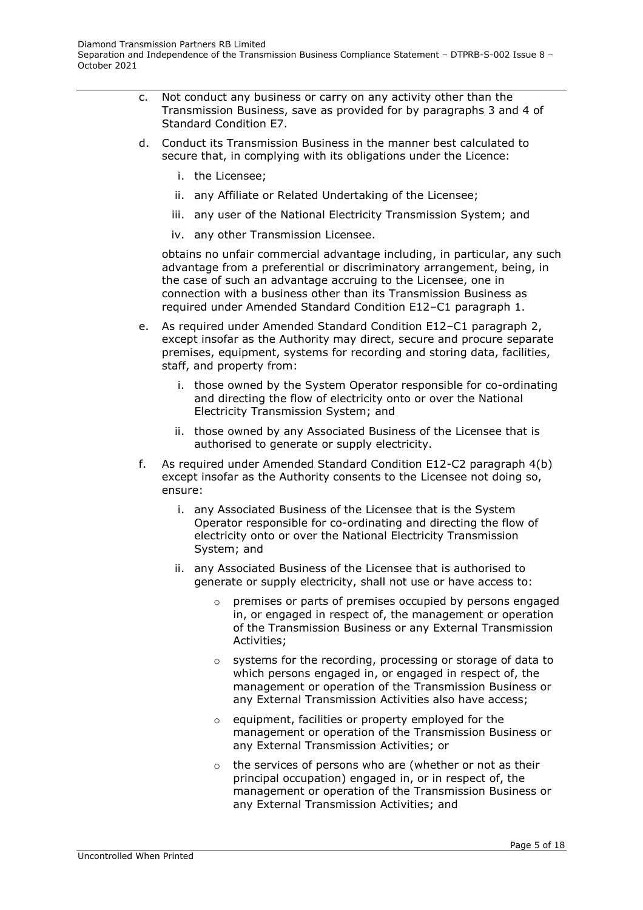c. Not conduct any business or carry on any activity other than the Transmission Business, save as provided for by paragraphs 3 and 4 of Standard Condition E7.

d. Conduct its Transmission Business in the manner best calculated to secure that, in complying with its obligations under the Licence:

   i. the Licensee;
   ii. any Affiliate or Related Undertaking of the Licensee;
   iii. any user of the National Electricity Transmission System; and
   iv. any other Transmission Licensee.

   obtains no unfair commercial advantage including, in particular, any such advantage from a preferential or discriminatory arrangement, being, in the case of such an advantage accruing to the Licensee, one in connection with a business other than its Transmission Business as required under Amended Standard Condition E12–C1 paragraph 1.

e. As required under Amended Standard Condition E12–C1 paragraph 2, except insofar as the Authority may direct, secure and procure separate premises, equipment, systems for recording and storing data, facilities, staff, and property from:

   i. those owned by the System Operator responsible for co-ordinating and directing the flow of electricity onto or over the National Electricity Transmission System; and
   ii. those owned by any Associated Business of the Licensee that is authorised to generate or supply electricity.

f. As required under Amended Standard Condition E12-C2 paragraph 4(b) except insofar as the Authority consents to the Licensee not doing so, ensure:

   i. any Associated Business of the Licensee that is the System Operator responsible for co-ordinating and directing the flow of electricity onto or over the National Electricity Transmission System; and
   ii. any Associated Business of the Licensee that is authorised to generate or supply electricity, shall not use or have access to:

      - premises or parts of premises occupied by persons engaged in, or engaged in respect of, the management or operation of the Transmission Business or any External Transmission Activities;
      - systems for the recording, processing or storage of data to which persons engaged in, or engaged in respect of, the management or operation of the Transmission Business or any External Transmission Activities also have access;
      - equipment, facilities or property employed for the management or operation of the Transmission Business or any External Transmission Activities; or
      - the services of persons who are (whether or not as their principal occupation) engaged in, or in respect of, the management or operation of the Transmission Business or any External Transmission Activities; and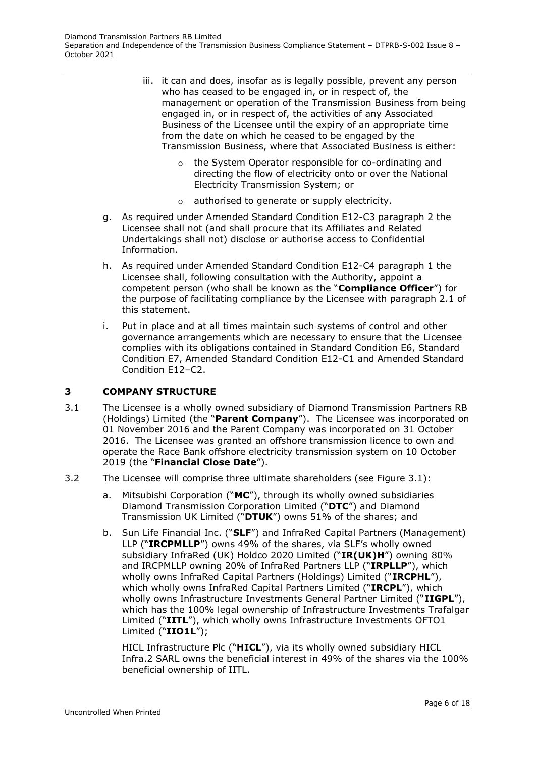iii. it can and does, insofar as is legally possible, prevent any person who has ceased to be engaged in, or in respect of, the management or operation of the Transmission Business from being engaged in, or in respect of, the activities of any Associated Business of the Licensee until the expiry of an appropriate time from the date on which he ceased to be engaged by the Transmission Business, where that Associated Business is either:

   - the System Operator responsible for co-ordinating and directing the flow of electricity onto or over the National Electricity Transmission System; or
   - authorised to generate or supply electricity.

g. As required under Amended Standard Condition E12-C3 paragraph 2 the Licensee shall not (and shall procure that its Affiliates and Related Undertakings shall not) disclose or authorise access to Confidential Information.

h. As required under Amended Standard Condition E12-C4 paragraph 1 the Licensee shall, following consultation with the Authority, appoint a competent person (who shall be known as the "**Compliance Officer**") for the purpose of facilitating compliance by the Licensee with paragraph 2.1 of this statement.

i. Put in place and at all times maintain such systems of control and other governance arrangements which are necessary to ensure that the Licensee complies with its obligations contained in Standard Condition E6, Standard Condition E7, Amended Standard Condition E12-C1 and Amended Standard Condition E12–C2.

# 3 COMPANY STRUCTURE

3.1 The Licensee is a wholly owned subsidiary of Diamond Transmission Partners RB (Holdings) Limited (the "**Parent Company**"). The Licensee was incorporated on 01 November 2016 and the Parent Company was incorporated on 31 October 2016. The Licensee was granted an offshore transmission licence to own and operate the Race Bank offshore electricity transmission system on 10 October 2019 (the "**Financial Close Date**").

3.2 The Licensee will comprise three ultimate shareholders (see Figure 3.1):

a. Mitsubishi Corporation ("**MC**"), through its wholly owned subsidiaries Diamond Transmission Corporation Limited ("**DTC**") and Diamond Transmission UK Limited ("**DTUK**") owns 51% of the shares; and

b. Sun Life Financial Inc. ("**SLF**") and InfraRed Capital Partners (Management) LLP ("**IRCPMLLP**") owns 49% of the shares, via SLF's wholly owned subsidiary InfraRed (UK) Holdco 2020 Limited ("**IR(UK)H**") owning 80% and IRCPMLLP owning 20% of InfraRed Partners LLP ("**IRPLLP**"), which wholly owns InfraRed Capital Partners (Holdings) Limited ("**IRCPHL**"), which wholly owns InfraRed Capital Partners Limited ("**IRCPL**"), which wholly owns Infrastructure Investments General Partner Limited ("**IIGPL**"), which has the 100% legal ownership of Infrastructure Investments Trafalgar Limited ("**IITL**"), which wholly owns Infrastructure Investments OFTO1 Limited ("**IIO1L**");

   HICL Infrastructure Plc ("**HICL**"), via its wholly owned subsidiary HICL Infra.2 SARL owns the beneficial interest in 49% of the shares via the 100% beneficial ownership of IITL.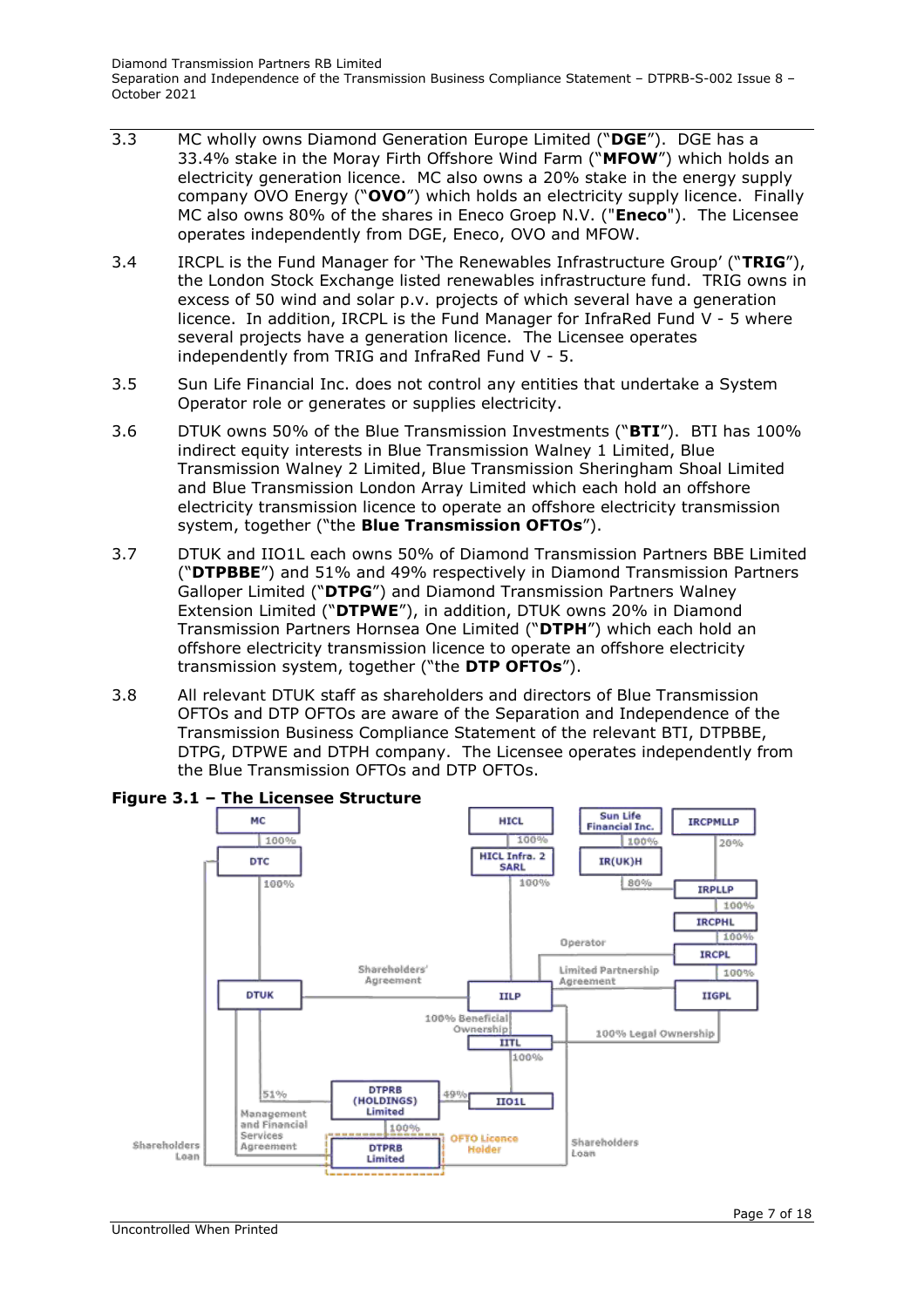3.3 MC wholly owns Diamond Generation Europe Limited ("**DGE**"). DGE has a 33.4% stake in the Moray Firth Offshore Wind Farm ("**MFOW**") which holds an electricity generation licence. MC also owns a 20% stake in the energy supply company OVO Energy ("**OVO**") which holds an electricity supply licence. Finally MC also owns 80% of the shares in Eneco Groep N.V. ("**Eneco**"). The Licensee operates independently from DGE, Eneco, OVO and MFOW.

3.4 IRCPL is the Fund Manager for 'The Renewables Infrastructure Group' ("**TRIG**"), the London Stock Exchange listed renewables infrastructure fund. TRIG owns in excess of 50 wind and solar p.v. projects of which several have a generation licence. In addition, IRCPL is the Fund Manager for InfraRed Fund V - 5 where several projects have a generation licence. The Licensee operates independently from TRIG and InfraRed Fund V - 5.

3.5 Sun Life Financial Inc. does not control any entities that undertake a System Operator role or generates or supplies electricity.

3.6 DTUK owns 50% of the Blue Transmission Investments ("**BTI**"). BTI has 100% indirect equity interests in Blue Transmission Walney 1 Limited, Blue Transmission Walney 2 Limited, Blue Transmission Sheringham Shoal Limited and Blue Transmission London Array Limited which each hold an offshore electricity transmission licence to operate an offshore electricity transmission system, together ("the **Blue Transmission OFTOs**").

3.7 DTUK and IIO1L each owns 50% of Diamond Transmission Partners BBE Limited ("**DTPBBE**") and 51% and 49% respectively in Diamond Transmission Partners Galloper Limited ("**DTPG**") and Diamond Transmission Partners Walney Extension Limited ("**DTPWE**"), in addition, DTUK owns 20% in Diamond Transmission Partners Hornsea One Limited ("**DTPH**") which each hold an offshore electricity transmission licence to operate an offshore electricity transmission system, together ("the **DTP OFTOs**").

3.8 All relevant DTUK staff as shareholders and directors of Blue Transmission OFTOs and DTP OFTOs are aware of the Separation and Independence of the Transmission Business Compliance Statement of the relevant BTI, DTPBBE, DTPG, DTPWE and DTPH company. The Licensee operates independently from the Blue Transmission OFTOs and DTP OFTOs.

**Figure 3.1 – The Licensee Structure**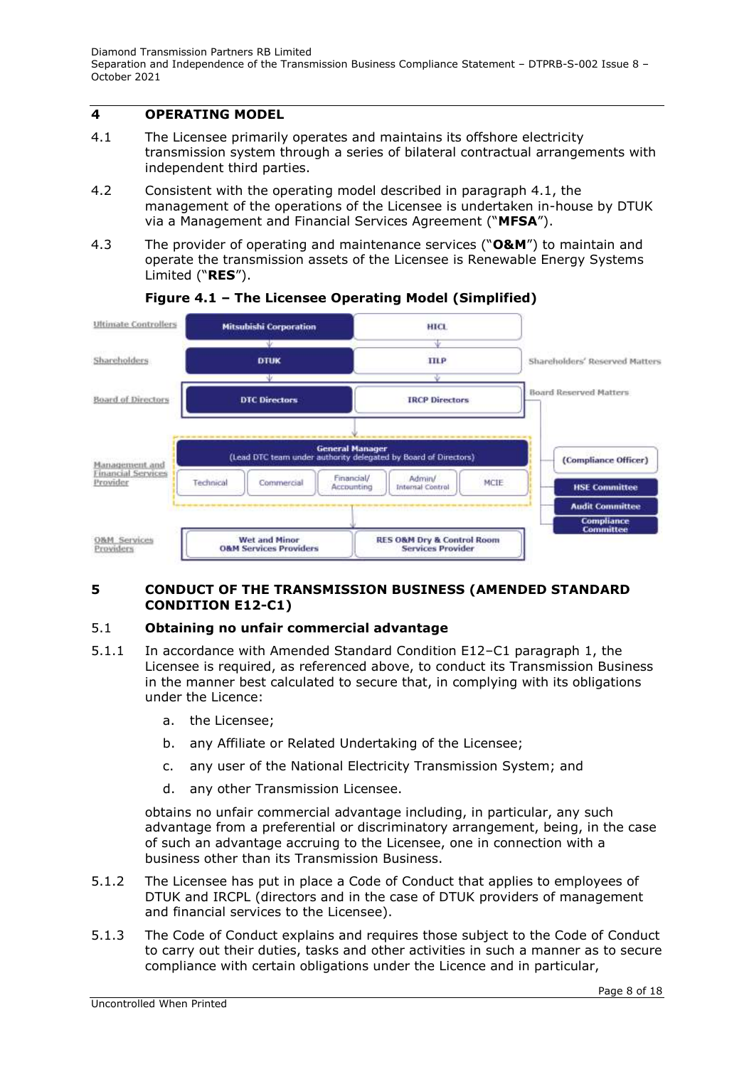## 4 OPERATING MODEL

4.1 The Licensee primarily operates and maintains its offshore electricity transmission system through a series of bilateral contractual arrangements with independent third parties.

4.2 Consistent with the operating model described in paragraph 4.1, the management of the operations of the Licensee is undertaken in-house by DTUK via a Management and Financial Services Agreement ("**MFSA**").

4.3 The provider of operating and maintenance services ("**O&M**") to maintain and operate the transmission assets of the Licensee is Renewable Energy Systems Limited ("**RES**").

**Figure 4.1 – The Licensee Operating Model (Simplified)**

Ultimate Controllers: Mitsubishi Corporation | HICL

Shareholders: DTUK | IILP — Shareholders' Reserved Matters

Board of Directors: DTC Directors | IRCP Directors — Board Reserved Matters

Management and Financial Services Provider: General Manager (Lead DTC team under authority delegated by Board of Directors) — Technical | Commercial | Financial/Accounting | Admin/Internal Control | MCIE

(Compliance Officer) | HSE Committee | Audit Committee | Compliance Committee

O&M Services Providers: Wet and Minor O&M Services Providers | RES O&M Dry & Control Room Services Provider

## 5 CONDUCT OF THE TRANSMISSION BUSINESS (AMENDED STANDARD CONDITION E12-C1)

### 5.1 Obtaining no unfair commercial advantage

5.1.1 In accordance with Amended Standard Condition E12–C1 paragraph 1, the Licensee is required, as referenced above, to conduct its Transmission Business in the manner best calculated to secure that, in complying with its obligations under the Licence:

a. the Licensee;

b. any Affiliate or Related Undertaking of the Licensee;

c. any user of the National Electricity Transmission System; and

d. any other Transmission Licensee.

obtains no unfair commercial advantage including, in particular, any such advantage from a preferential or discriminatory arrangement, being, in the case of such an advantage accruing to the Licensee, one in connection with a business other than its Transmission Business.

5.1.2 The Licensee has put in place a Code of Conduct that applies to employees of DTUK and IRCPL (directors and in the case of DTUK providers of management and financial services to the Licensee).

5.1.3 The Code of Conduct explains and requires those subject to the Code of Conduct to carry out their duties, tasks and other activities in such a manner as to secure compliance with certain obligations under the Licence and in particular,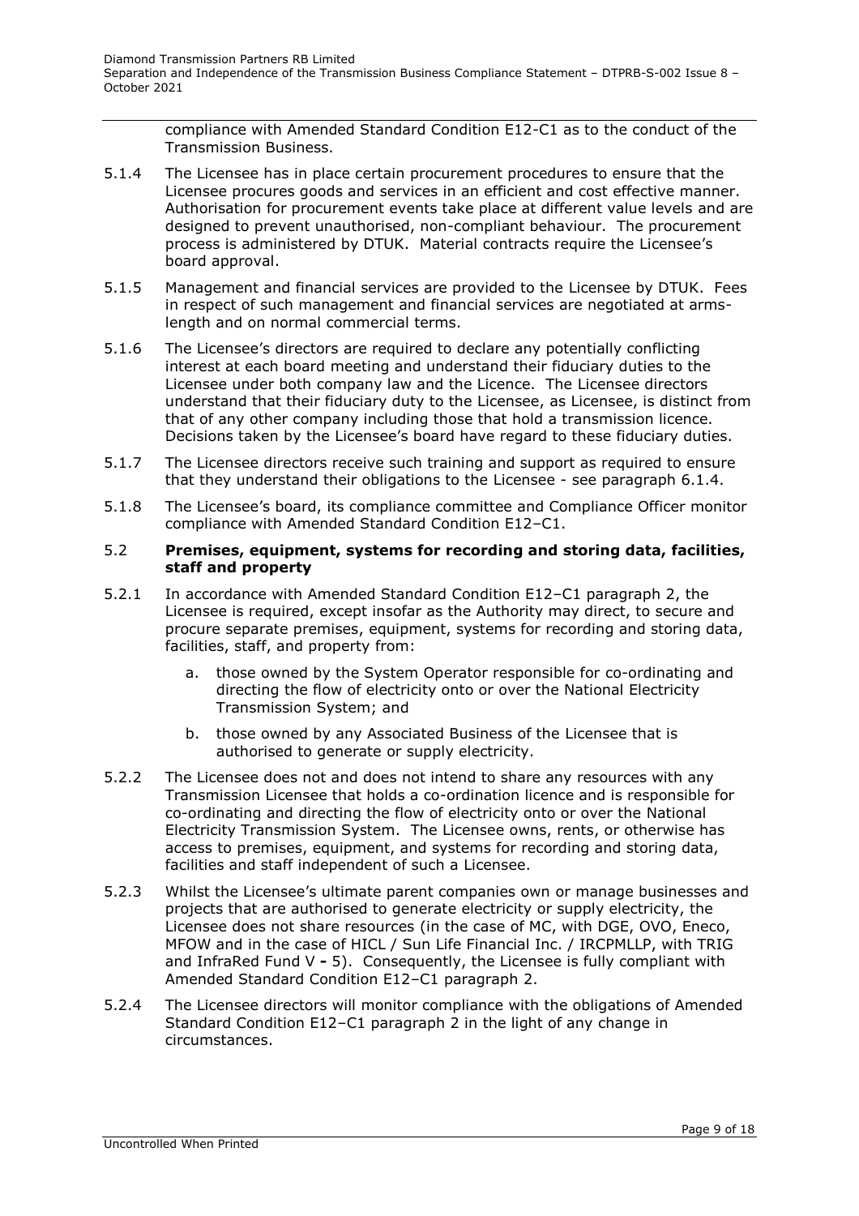compliance with Amended Standard Condition E12-C1 as to the conduct of the Transmission Business.

5.1.4 The Licensee has in place certain procurement procedures to ensure that the Licensee procures goods and services in an efficient and cost effective manner. Authorisation for procurement events take place at different value levels and are designed to prevent unauthorised, non-compliant behaviour. The procurement process is administered by DTUK. Material contracts require the Licensee's board approval.

5.1.5 Management and financial services are provided to the Licensee by DTUK. Fees in respect of such management and financial services are negotiated at arms-length and on normal commercial terms.

5.1.6 The Licensee's directors are required to declare any potentially conflicting interest at each board meeting and understand their fiduciary duties to the Licensee under both company law and the Licence. The Licensee directors understand that their fiduciary duty to the Licensee, as Licensee, is distinct from that of any other company including those that hold a transmission licence. Decisions taken by the Licensee's board have regard to these fiduciary duties.

5.1.7 The Licensee directors receive such training and support as required to ensure that they understand their obligations to the Licensee - see paragraph 6.1.4.

5.1.8 The Licensee's board, its compliance committee and Compliance Officer monitor compliance with Amended Standard Condition E12–C1.

## 5.2 Premises, equipment, systems for recording and storing data, facilities, staff and property

5.2.1 In accordance with Amended Standard Condition E12–C1 paragraph 2, the Licensee is required, except insofar as the Authority may direct, to secure and procure separate premises, equipment, systems for recording and storing data, facilities, staff, and property from:

a. those owned by the System Operator responsible for co-ordinating and directing the flow of electricity onto or over the National Electricity Transmission System; and

b. those owned by any Associated Business of the Licensee that is authorised to generate or supply electricity.

5.2.2 The Licensee does not and does not intend to share any resources with any Transmission Licensee that holds a co-ordination licence and is responsible for co-ordinating and directing the flow of electricity onto or over the National Electricity Transmission System. The Licensee owns, rents, or otherwise has access to premises, equipment, and systems for recording and storing data, facilities and staff independent of such a Licensee.

5.2.3 Whilst the Licensee's ultimate parent companies own or manage businesses and projects that are authorised to generate electricity or supply electricity, the Licensee does not share resources (in the case of MC, with DGE, OVO, Eneco, MFOW and in the case of HICL / Sun Life Financial Inc. / IRCPMLLP, with TRIG and InfraRed Fund V **-** 5). Consequently, the Licensee is fully compliant with Amended Standard Condition E12–C1 paragraph 2.

5.2.4 The Licensee directors will monitor compliance with the obligations of Amended Standard Condition E12–C1 paragraph 2 in the light of any change in circumstances.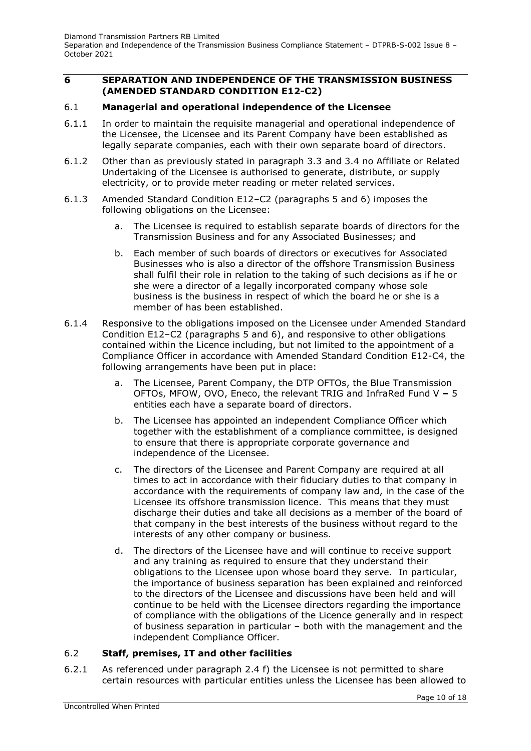# 6 SEPARATION AND INDEPENDENCE OF THE TRANSMISSION BUSINESS (AMENDED STANDARD CONDITION E12-C2)

## 6.1 Managerial and operational independence of the Licensee

6.1.1 In order to maintain the requisite managerial and operational independence of the Licensee, the Licensee and its Parent Company have been established as legally separate companies, each with their own separate board of directors.

6.1.2 Other than as previously stated in paragraph 3.3 and 3.4 no Affiliate or Related Undertaking of the Licensee is authorised to generate, distribute, or supply electricity, or to provide meter reading or meter related services.

6.1.3 Amended Standard Condition E12–C2 (paragraphs 5 and 6) imposes the following obligations on the Licensee:

a. The Licensee is required to establish separate boards of directors for the Transmission Business and for any Associated Businesses; and

b. Each member of such boards of directors or executives for Associated Businesses who is also a director of the offshore Transmission Business shall fulfil their role in relation to the taking of such decisions as if he or she were a director of a legally incorporated company whose sole business is the business in respect of which the board he or she is a member of has been established.

6.1.4 Responsive to the obligations imposed on the Licensee under Amended Standard Condition E12–C2 (paragraphs 5 and 6), and responsive to other obligations contained within the Licence including, but not limited to the appointment of a Compliance Officer in accordance with Amended Standard Condition E12-C4, the following arrangements have been put in place:

a. The Licensee, Parent Company, the DTP OFTOs, the Blue Transmission OFTOs, MFOW, OVO, Eneco, the relevant TRIG and InfraRed Fund V **–** 5 entities each have a separate board of directors.

b. The Licensee has appointed an independent Compliance Officer which together with the establishment of a compliance committee, is designed to ensure that there is appropriate corporate governance and independence of the Licensee.

c. The directors of the Licensee and Parent Company are required at all times to act in accordance with their fiduciary duties to that company in accordance with the requirements of company law and, in the case of the Licensee its offshore transmission licence. This means that they must discharge their duties and take all decisions as a member of the board of that company in the best interests of the business without regard to the interests of any other company or business.

d. The directors of the Licensee have and will continue to receive support and any training as required to ensure that they understand their obligations to the Licensee upon whose board they serve. In particular, the importance of business separation has been explained and reinforced to the directors of the Licensee and discussions have been held and will continue to be held with the Licensee directors regarding the importance of compliance with the obligations of the Licence generally and in respect of business separation in particular – both with the management and the independent Compliance Officer.

## 6.2 Staff, premises, IT and other facilities

6.2.1 As referenced under paragraph 2.4 f) the Licensee is not permitted to share certain resources with particular entities unless the Licensee has been allowed to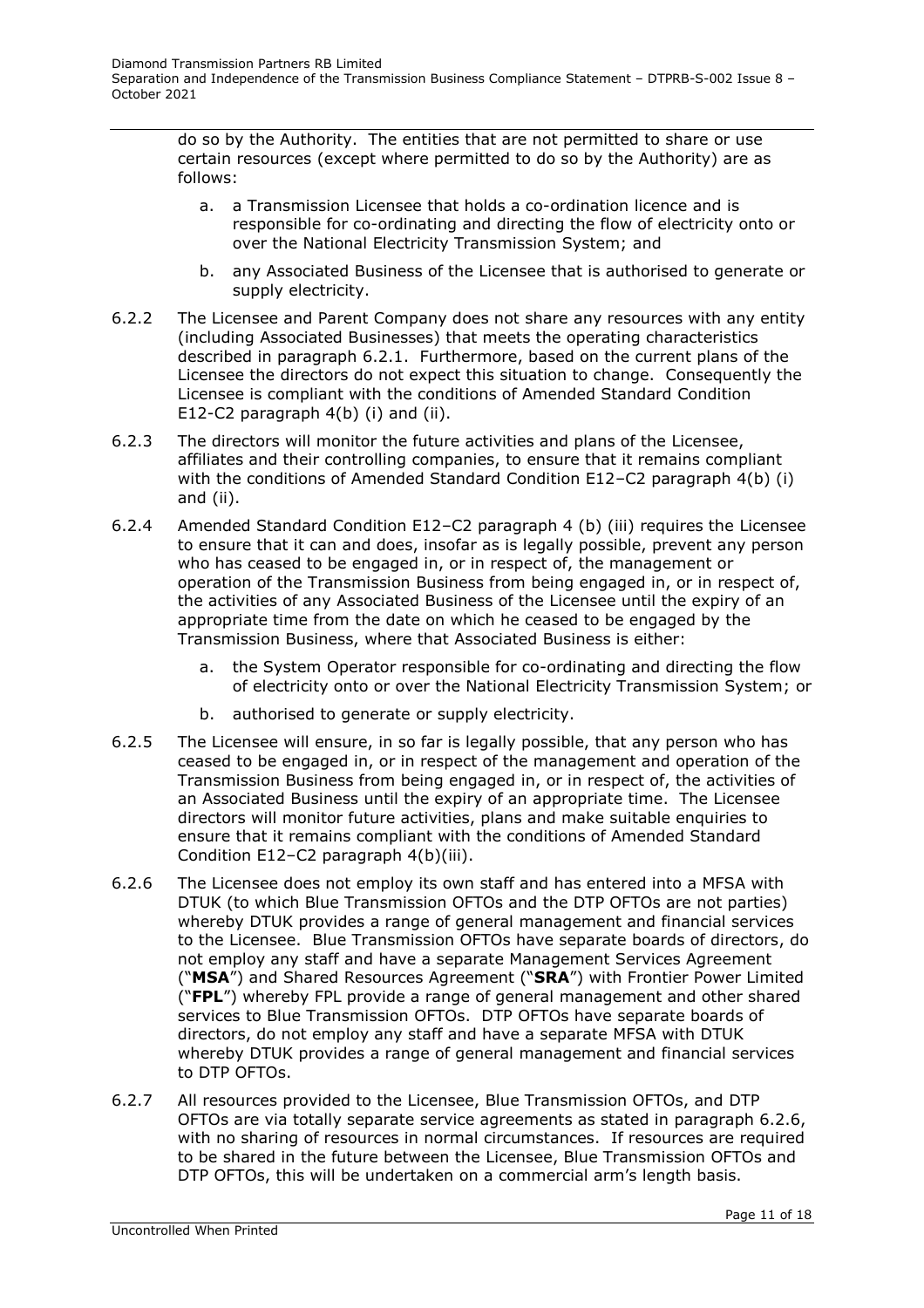do so by the Authority. The entities that are not permitted to share or use certain resources (except where permitted to do so by the Authority) are as follows:

a. a Transmission Licensee that holds a co-ordination licence and is responsible for co-ordinating and directing the flow of electricity onto or over the National Electricity Transmission System; and

b. any Associated Business of the Licensee that is authorised to generate or supply electricity.

6.2.2 The Licensee and Parent Company does not share any resources with any entity (including Associated Businesses) that meets the operating characteristics described in paragraph 6.2.1. Furthermore, based on the current plans of the Licensee the directors do not expect this situation to change. Consequently the Licensee is compliant with the conditions of Amended Standard Condition E12-C2 paragraph 4(b) (i) and (ii).

6.2.3 The directors will monitor the future activities and plans of the Licensee, affiliates and their controlling companies, to ensure that it remains compliant with the conditions of Amended Standard Condition E12–C2 paragraph 4(b) (i) and (ii).

6.2.4 Amended Standard Condition E12–C2 paragraph 4 (b) (iii) requires the Licensee to ensure that it can and does, insofar as is legally possible, prevent any person who has ceased to be engaged in, or in respect of, the management or operation of the Transmission Business from being engaged in, or in respect of, the activities of any Associated Business of the Licensee until the expiry of an appropriate time from the date on which he ceased to be engaged by the Transmission Business, where that Associated Business is either:

a. the System Operator responsible for co-ordinating and directing the flow of electricity onto or over the National Electricity Transmission System; or

b. authorised to generate or supply electricity.

6.2.5 The Licensee will ensure, in so far is legally possible, that any person who has ceased to be engaged in, or in respect of the management and operation of the Transmission Business from being engaged in, or in respect of, the activities of an Associated Business until the expiry of an appropriate time. The Licensee directors will monitor future activities, plans and make suitable enquiries to ensure that it remains compliant with the conditions of Amended Standard Condition E12–C2 paragraph 4(b)(iii).

6.2.6 The Licensee does not employ its own staff and has entered into a MFSA with DTUK (to which Blue Transmission OFTOs and the DTP OFTOs are not parties) whereby DTUK provides a range of general management and financial services to the Licensee. Blue Transmission OFTOs have separate boards of directors, do not employ any staff and have a separate Management Services Agreement ("**MSA**") and Shared Resources Agreement ("**SRA**") with Frontier Power Limited ("**FPL**") whereby FPL provide a range of general management and other shared services to Blue Transmission OFTOs. DTP OFTOs have separate boards of directors, do not employ any staff and have a separate MFSA with DTUK whereby DTUK provides a range of general management and financial services to DTP OFTOs.

6.2.7 All resources provided to the Licensee, Blue Transmission OFTOs, and DTP OFTOs are via totally separate service agreements as stated in paragraph 6.2.6, with no sharing of resources in normal circumstances. If resources are required to be shared in the future between the Licensee, Blue Transmission OFTOs and DTP OFTOs, this will be undertaken on a commercial arm's length basis.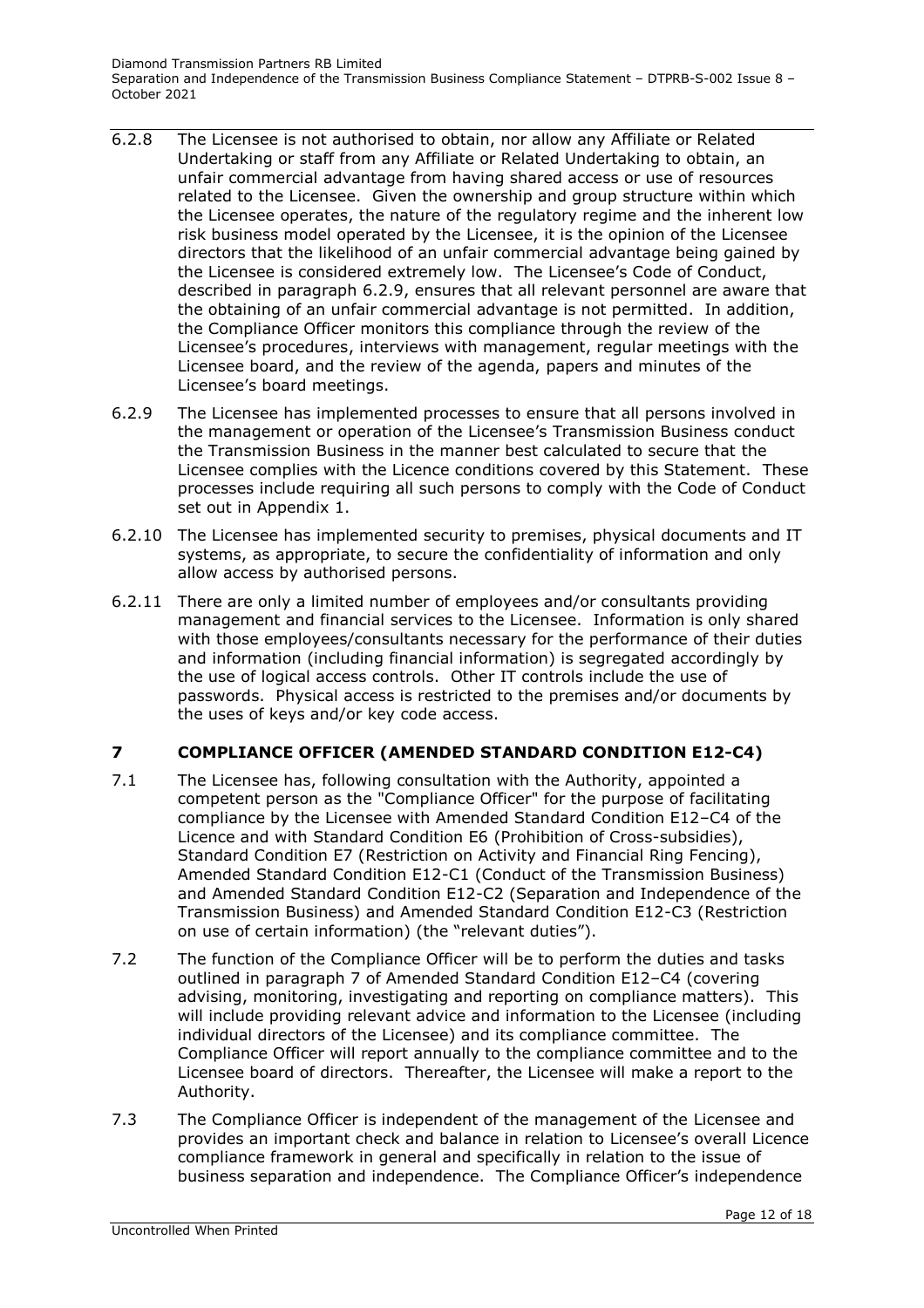6.2.8 The Licensee is not authorised to obtain, nor allow any Affiliate or Related Undertaking or staff from any Affiliate or Related Undertaking to obtain, an unfair commercial advantage from having shared access or use of resources related to the Licensee. Given the ownership and group structure within which the Licensee operates, the nature of the regulatory regime and the inherent low risk business model operated by the Licensee, it is the opinion of the Licensee directors that the likelihood of an unfair commercial advantage being gained by the Licensee is considered extremely low. The Licensee's Code of Conduct, described in paragraph 6.2.9, ensures that all relevant personnel are aware that the obtaining of an unfair commercial advantage is not permitted. In addition, the Compliance Officer monitors this compliance through the review of the Licensee's procedures, interviews with management, regular meetings with the Licensee board, and the review of the agenda, papers and minutes of the Licensee's board meetings.

6.2.9 The Licensee has implemented processes to ensure that all persons involved in the management or operation of the Licensee's Transmission Business conduct the Transmission Business in the manner best calculated to secure that the Licensee complies with the Licence conditions covered by this Statement. These processes include requiring all such persons to comply with the Code of Conduct set out in Appendix 1.

6.2.10 The Licensee has implemented security to premises, physical documents and IT systems, as appropriate, to secure the confidentiality of information and only allow access by authorised persons.

6.2.11 There are only a limited number of employees and/or consultants providing management and financial services to the Licensee. Information is only shared with those employees/consultants necessary for the performance of their duties and information (including financial information) is segregated accordingly by the use of logical access controls. Other IT controls include the use of passwords. Physical access is restricted to the premises and/or documents by the uses of keys and/or key code access.

## 7 COMPLIANCE OFFICER (AMENDED STANDARD CONDITION E12-C4)

7.1 The Licensee has, following consultation with the Authority, appointed a competent person as the "Compliance Officer" for the purpose of facilitating compliance by the Licensee with Amended Standard Condition E12–C4 of the Licence and with Standard Condition E6 (Prohibition of Cross-subsidies), Standard Condition E7 (Restriction on Activity and Financial Ring Fencing), Amended Standard Condition E12-C1 (Conduct of the Transmission Business) and Amended Standard Condition E12-C2 (Separation and Independence of the Transmission Business) and Amended Standard Condition E12-C3 (Restriction on use of certain information) (the "relevant duties").

7.2 The function of the Compliance Officer will be to perform the duties and tasks outlined in paragraph 7 of Amended Standard Condition E12–C4 (covering advising, monitoring, investigating and reporting on compliance matters). This will include providing relevant advice and information to the Licensee (including individual directors of the Licensee) and its compliance committee. The Compliance Officer will report annually to the compliance committee and to the Licensee board of directors. Thereafter, the Licensee will make a report to the Authority.

7.3 The Compliance Officer is independent of the management of the Licensee and provides an important check and balance in relation to Licensee's overall Licence compliance framework in general and specifically in relation to the issue of business separation and independence. The Compliance Officer's independence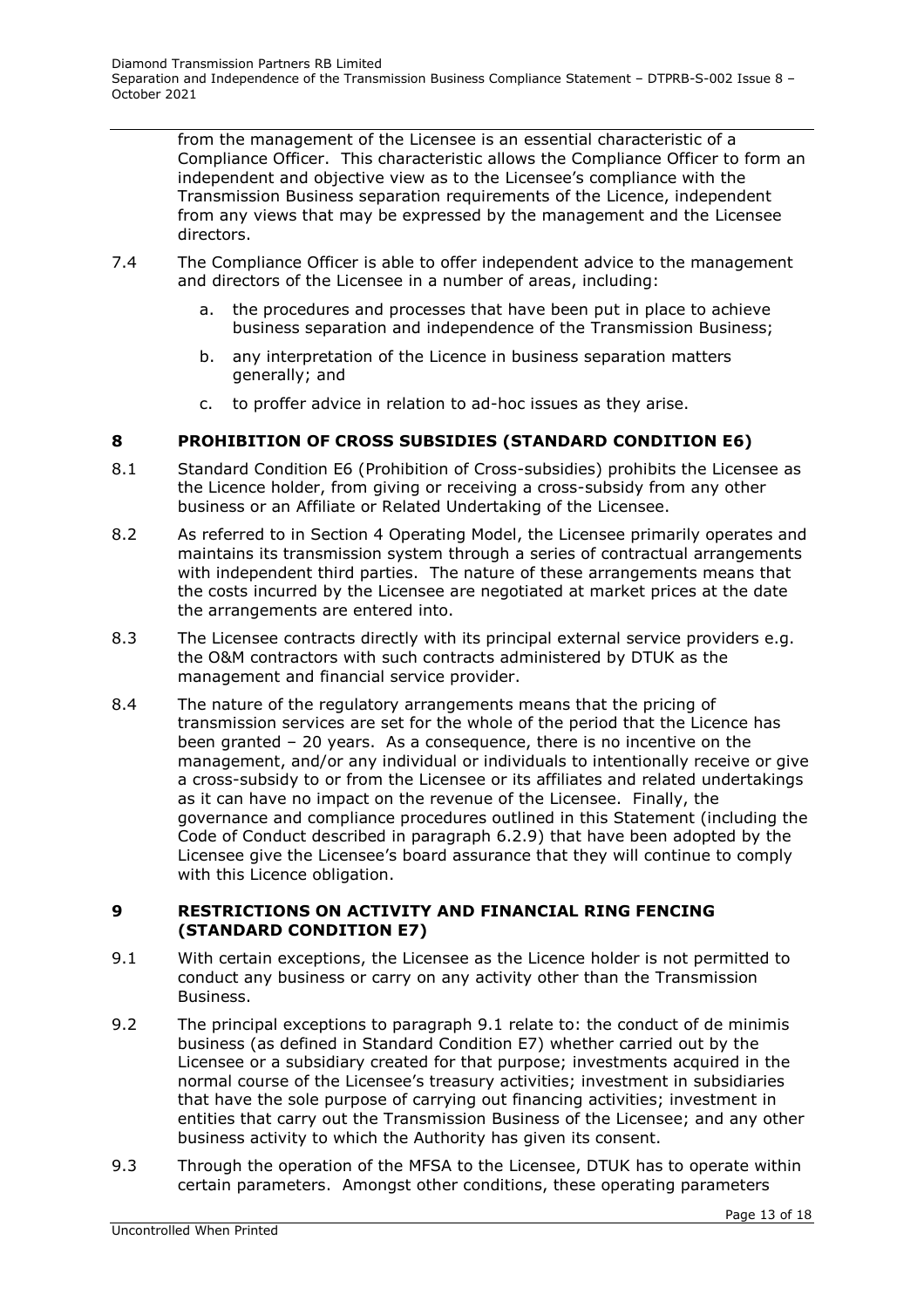from the management of the Licensee is an essential characteristic of a Compliance Officer. This characteristic allows the Compliance Officer to form an independent and objective view as to the Licensee's compliance with the Transmission Business separation requirements of the Licence, independent from any views that may be expressed by the management and the Licensee directors.

7.4 The Compliance Officer is able to offer independent advice to the management and directors of the Licensee in a number of areas, including:

a. the procedures and processes that have been put in place to achieve business separation and independence of the Transmission Business;

b. any interpretation of the Licence in business separation matters generally; and

c. to proffer advice in relation to ad-hoc issues as they arise.

## 8 PROHIBITION OF CROSS SUBSIDIES (STANDARD CONDITION E6)

8.1 Standard Condition E6 (Prohibition of Cross-subsidies) prohibits the Licensee as the Licence holder, from giving or receiving a cross-subsidy from any other business or an Affiliate or Related Undertaking of the Licensee.

8.2 As referred to in Section 4 Operating Model, the Licensee primarily operates and maintains its transmission system through a series of contractual arrangements with independent third parties. The nature of these arrangements means that the costs incurred by the Licensee are negotiated at market prices at the date the arrangements are entered into.

8.3 The Licensee contracts directly with its principal external service providers e.g. the O&M contractors with such contracts administered by DTUK as the management and financial service provider.

8.4 The nature of the regulatory arrangements means that the pricing of transmission services are set for the whole of the period that the Licence has been granted – 20 years. As a consequence, there is no incentive on the management, and/or any individual or individuals to intentionally receive or give a cross-subsidy to or from the Licensee or its affiliates and related undertakings as it can have no impact on the revenue of the Licensee. Finally, the governance and compliance procedures outlined in this Statement (including the Code of Conduct described in paragraph 6.2.9) that have been adopted by the Licensee give the Licensee's board assurance that they will continue to comply with this Licence obligation.

## 9 RESTRICTIONS ON ACTIVITY AND FINANCIAL RING FENCING (STANDARD CONDITION E7)

9.1 With certain exceptions, the Licensee as the Licence holder is not permitted to conduct any business or carry on any activity other than the Transmission Business.

9.2 The principal exceptions to paragraph 9.1 relate to: the conduct of de minimis business (as defined in Standard Condition E7) whether carried out by the Licensee or a subsidiary created for that purpose; investments acquired in the normal course of the Licensee's treasury activities; investment in subsidiaries that have the sole purpose of carrying out financing activities; investment in entities that carry out the Transmission Business of the Licensee; and any other business activity to which the Authority has given its consent.

9.3 Through the operation of the MFSA to the Licensee, DTUK has to operate within certain parameters. Amongst other conditions, these operating parameters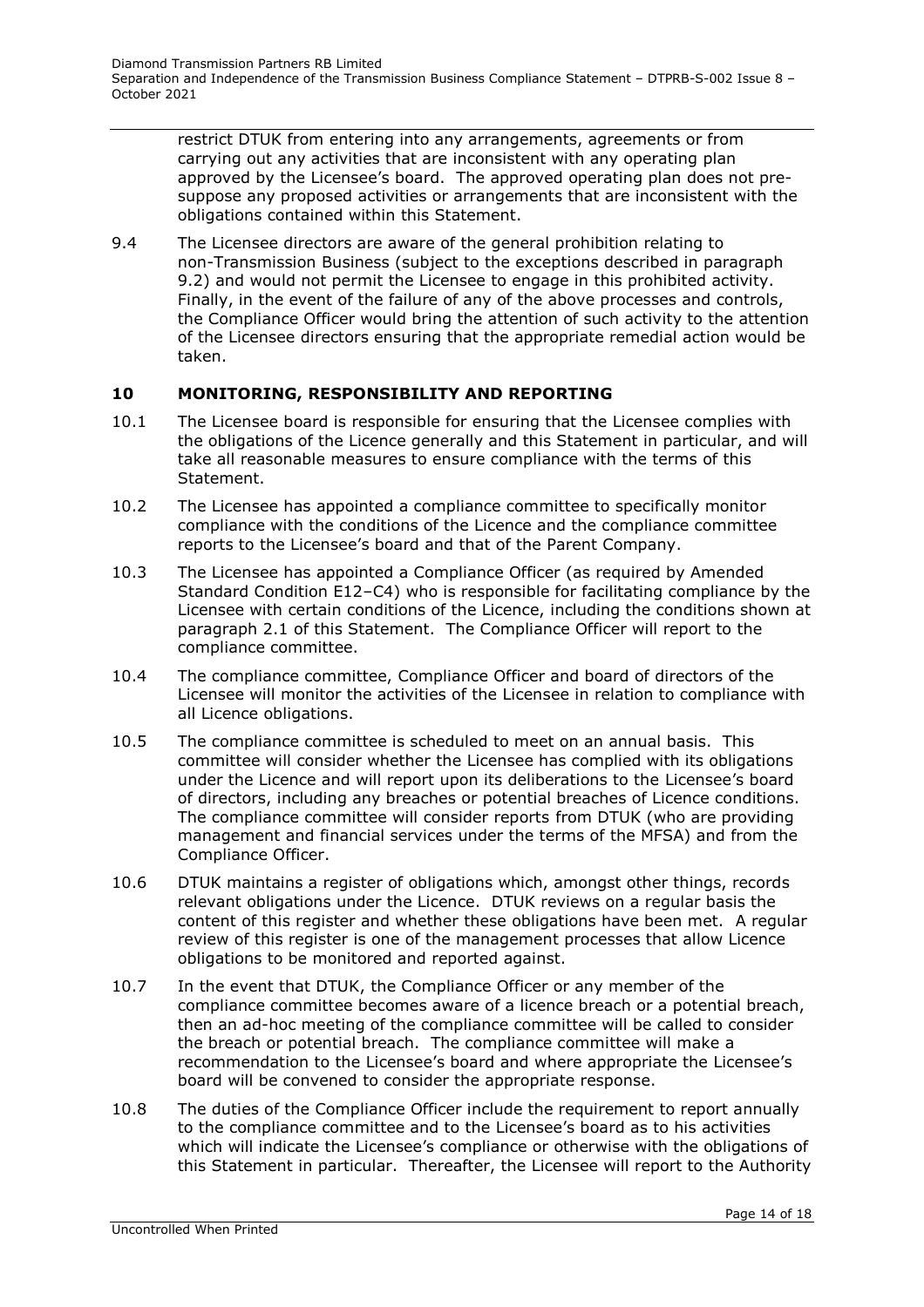restrict DTUK from entering into any arrangements, agreements or from carrying out any activities that are inconsistent with any operating plan approved by the Licensee's board. The approved operating plan does not pre-suppose any proposed activities or arrangements that are inconsistent with the obligations contained within this Statement.

9.4 The Licensee directors are aware of the general prohibition relating to non-Transmission Business (subject to the exceptions described in paragraph 9.2) and would not permit the Licensee to engage in this prohibited activity. Finally, in the event of the failure of any of the above processes and controls, the Compliance Officer would bring the attention of such activity to the attention of the Licensee directors ensuring that the appropriate remedial action would be taken.

## 10 MONITORING, RESPONSIBILITY AND REPORTING

10.1 The Licensee board is responsible for ensuring that the Licensee complies with the obligations of the Licence generally and this Statement in particular, and will take all reasonable measures to ensure compliance with the terms of this Statement.

10.2 The Licensee has appointed a compliance committee to specifically monitor compliance with the conditions of the Licence and the compliance committee reports to the Licensee's board and that of the Parent Company.

10.3 The Licensee has appointed a Compliance Officer (as required by Amended Standard Condition E12–C4) who is responsible for facilitating compliance by the Licensee with certain conditions of the Licence, including the conditions shown at paragraph 2.1 of this Statement. The Compliance Officer will report to the compliance committee.

10.4 The compliance committee, Compliance Officer and board of directors of the Licensee will monitor the activities of the Licensee in relation to compliance with all Licence obligations.

10.5 The compliance committee is scheduled to meet on an annual basis. This committee will consider whether the Licensee has complied with its obligations under the Licence and will report upon its deliberations to the Licensee's board of directors, including any breaches or potential breaches of Licence conditions. The compliance committee will consider reports from DTUK (who are providing management and financial services under the terms of the MFSA) and from the Compliance Officer.

10.6 DTUK maintains a register of obligations which, amongst other things, records relevant obligations under the Licence. DTUK reviews on a regular basis the content of this register and whether these obligations have been met. A regular review of this register is one of the management processes that allow Licence obligations to be monitored and reported against.

10.7 In the event that DTUK, the Compliance Officer or any member of the compliance committee becomes aware of a licence breach or a potential breach, then an ad-hoc meeting of the compliance committee will be called to consider the breach or potential breach. The compliance committee will make a recommendation to the Licensee's board and where appropriate the Licensee's board will be convened to consider the appropriate response.

10.8 The duties of the Compliance Officer include the requirement to report annually to the compliance committee and to the Licensee's board as to his activities which will indicate the Licensee's compliance or otherwise with the obligations of this Statement in particular. Thereafter, the Licensee will report to the Authority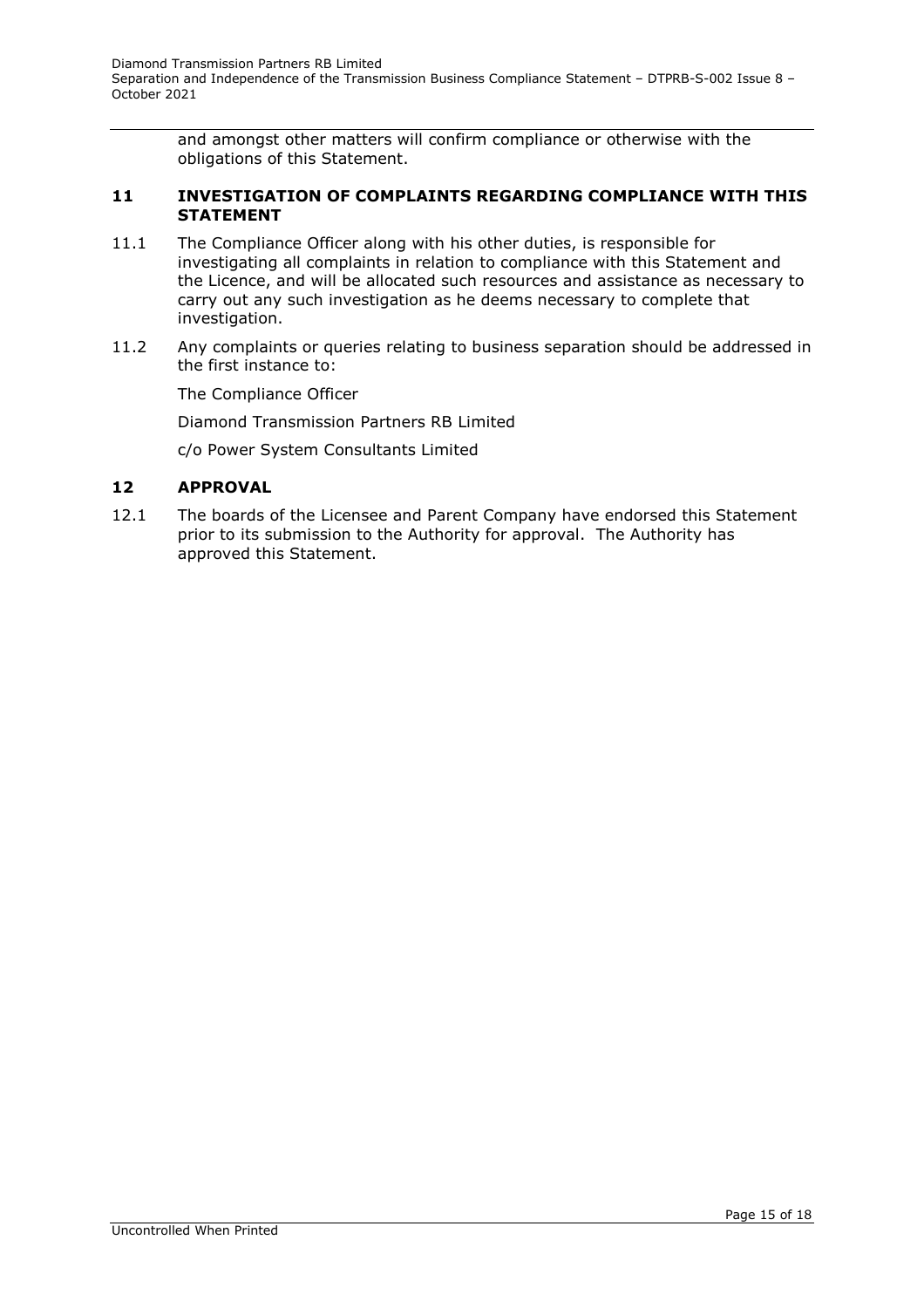and amongst other matters will confirm compliance or otherwise with the obligations of this Statement.

## 11 INVESTIGATION OF COMPLAINTS REGARDING COMPLIANCE WITH THIS STATEMENT

11.1 The Compliance Officer along with his other duties, is responsible for investigating all complaints in relation to compliance with this Statement and the Licence, and will be allocated such resources and assistance as necessary to carry out any such investigation as he deems necessary to complete that investigation.

11.2 Any complaints or queries relating to business separation should be addressed in the first instance to:

The Compliance Officer

Diamond Transmission Partners RB Limited

c/o Power System Consultants Limited

## 12 APPROVAL

12.1 The boards of the Licensee and Parent Company have endorsed this Statement prior to its submission to the Authority for approval. The Authority has approved this Statement.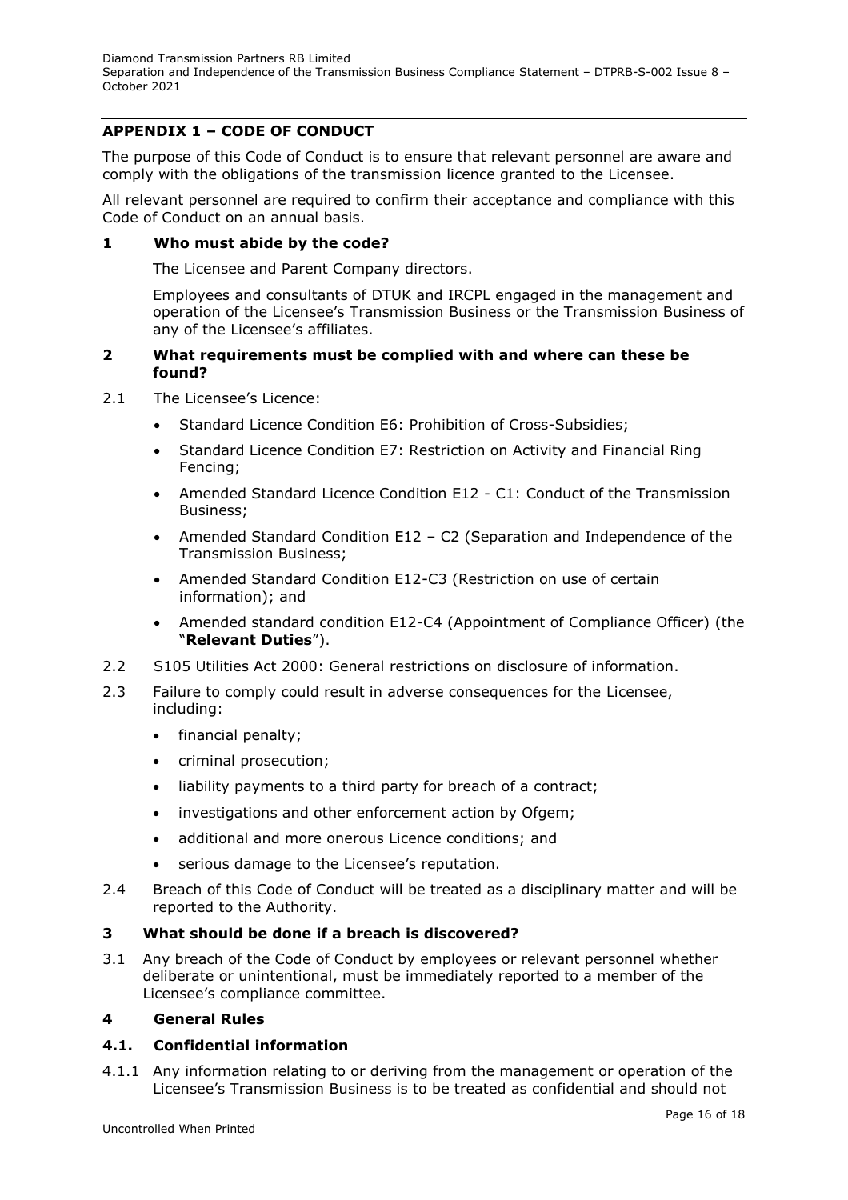## APPENDIX 1 – CODE OF CONDUCT

The purpose of this Code of Conduct is to ensure that relevant personnel are aware and comply with the obligations of the transmission licence granted to the Licensee.

All relevant personnel are required to confirm their acceptance and compliance with this Code of Conduct on an annual basis.

### 1 Who must abide by the code?

The Licensee and Parent Company directors.

Employees and consultants of DTUK and IRCPL engaged in the management and operation of the Licensee's Transmission Business or the Transmission Business of any of the Licensee's affiliates.

### 2 What requirements must be complied with and where can these be found?

2.1 The Licensee's Licence:

- Standard Licence Condition E6: Prohibition of Cross-Subsidies;
- Standard Licence Condition E7: Restriction on Activity and Financial Ring Fencing;
- Amended Standard Licence Condition E12 - C1: Conduct of the Transmission Business;
- Amended Standard Condition E12 – C2 (Separation and Independence of the Transmission Business;
- Amended Standard Condition E12-C3 (Restriction on use of certain information); and
- Amended standard condition E12-C4 (Appointment of Compliance Officer) (the "**Relevant Duties**").

2.2 S105 Utilities Act 2000: General restrictions on disclosure of information.

2.3 Failure to comply could result in adverse consequences for the Licensee, including:

- financial penalty;
- criminal prosecution;
- liability payments to a third party for breach of a contract;
- investigations and other enforcement action by Ofgem;
- additional and more onerous Licence conditions; and
- serious damage to the Licensee's reputation.

2.4 Breach of this Code of Conduct will be treated as a disciplinary matter and will be reported to the Authority.

### 3 What should be done if a breach is discovered?

3.1 Any breach of the Code of Conduct by employees or relevant personnel whether deliberate or unintentional, must be immediately reported to a member of the Licensee's compliance committee.

### 4 General Rules

#### 4.1. Confidential information

4.1.1 Any information relating to or deriving from the management or operation of the Licensee's Transmission Business is to be treated as confidential and should not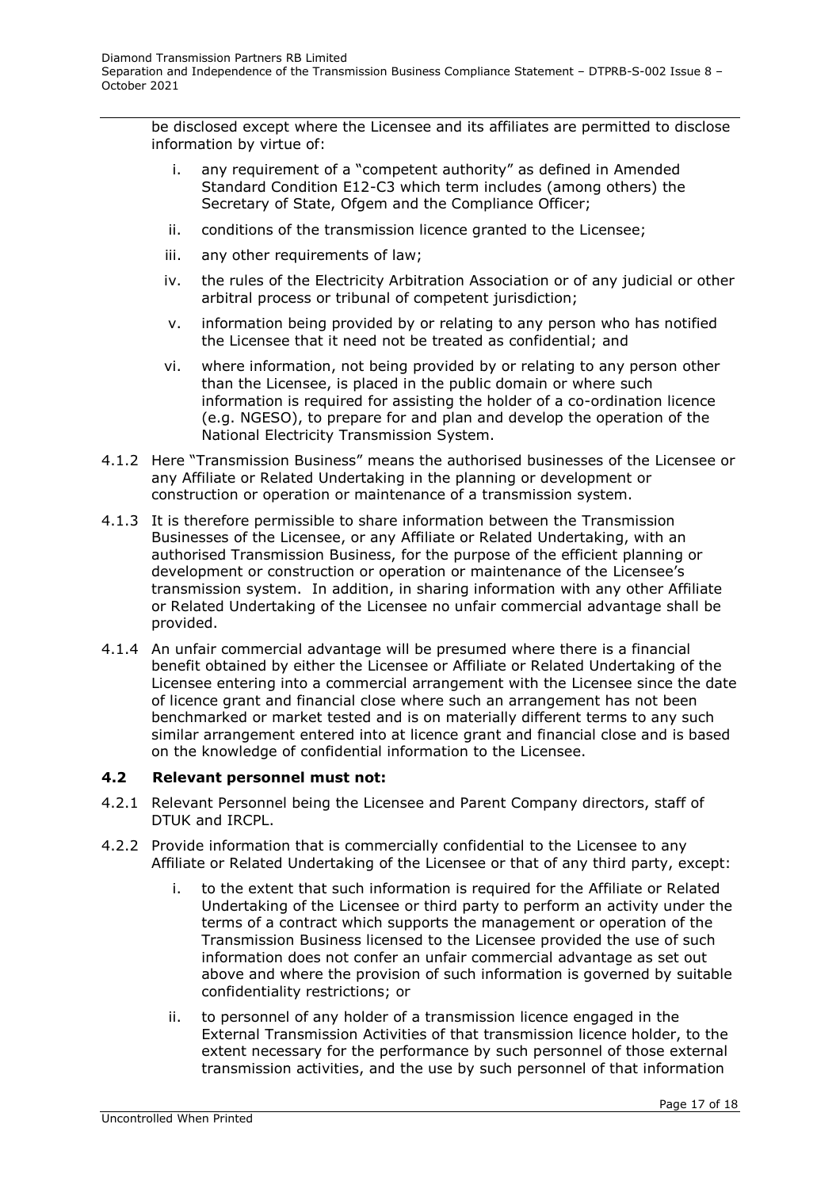be disclosed except where the Licensee and its affiliates are permitted to disclose information by virtue of:

i. any requirement of a "competent authority" as defined in Amended Standard Condition E12-C3 which term includes (among others) the Secretary of State, Ofgem and the Compliance Officer;

ii. conditions of the transmission licence granted to the Licensee;

iii. any other requirements of law;

iv. the rules of the Electricity Arbitration Association or of any judicial or other arbitral process or tribunal of competent jurisdiction;

v. information being provided by or relating to any person who has notified the Licensee that it need not be treated as confidential; and

vi. where information, not being provided by or relating to any person other than the Licensee, is placed in the public domain or where such information is required for assisting the holder of a co-ordination licence (e.g. NGESO), to prepare for and plan and develop the operation of the National Electricity Transmission System.

4.1.2 Here "Transmission Business" means the authorised businesses of the Licensee or any Affiliate or Related Undertaking in the planning or development or construction or operation or maintenance of a transmission system.

4.1.3 It is therefore permissible to share information between the Transmission Businesses of the Licensee, or any Affiliate or Related Undertaking, with an authorised Transmission Business, for the purpose of the efficient planning or development or construction or operation or maintenance of the Licensee's transmission system. In addition, in sharing information with any other Affiliate or Related Undertaking of the Licensee no unfair commercial advantage shall be provided.

4.1.4 An unfair commercial advantage will be presumed where there is a financial benefit obtained by either the Licensee or Affiliate or Related Undertaking of the Licensee entering into a commercial arrangement with the Licensee since the date of licence grant and financial close where such an arrangement has not been benchmarked or market tested and is on materially different terms to any such similar arrangement entered into at licence grant and financial close and is based on the knowledge of confidential information to the Licensee.

### 4.2 Relevant personnel must not:

4.2.1 Relevant Personnel being the Licensee and Parent Company directors, staff of DTUK and IRCPL.

4.2.2 Provide information that is commercially confidential to the Licensee to any Affiliate or Related Undertaking of the Licensee or that of any third party, except:

i. to the extent that such information is required for the Affiliate or Related Undertaking of the Licensee or third party to perform an activity under the terms of a contract which supports the management or operation of the Transmission Business licensed to the Licensee provided the use of such information does not confer an unfair commercial advantage as set out above and where the provision of such information is governed by suitable confidentiality restrictions; or

ii. to personnel of any holder of a transmission licence engaged in the External Transmission Activities of that transmission licence holder, to the extent necessary for the performance by such personnel of those external transmission activities, and the use by such personnel of that information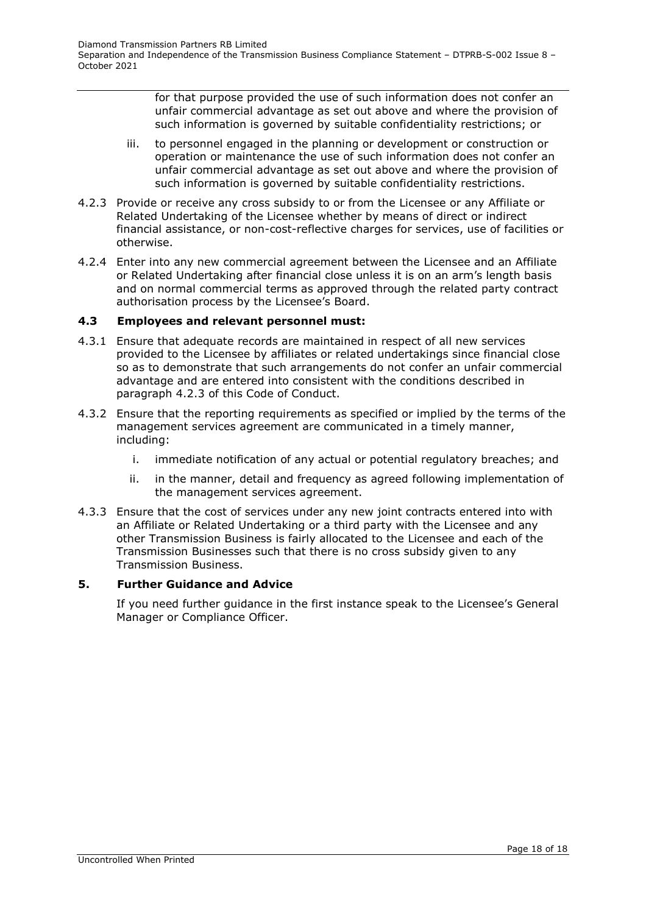for that purpose provided the use of such information does not confer an unfair commercial advantage as set out above and where the provision of such information is governed by suitable confidentiality restrictions; or

iii. to personnel engaged in the planning or development or construction or operation or maintenance the use of such information does not confer an unfair commercial advantage as set out above and where the provision of such information is governed by suitable confidentiality restrictions.

4.2.3 Provide or receive any cross subsidy to or from the Licensee or any Affiliate or Related Undertaking of the Licensee whether by means of direct or indirect financial assistance, or non-cost-reflective charges for services, use of facilities or otherwise.

4.2.4 Enter into any new commercial agreement between the Licensee and an Affiliate or Related Undertaking after financial close unless it is on an arm's length basis and on normal commercial terms as approved through the related party contract authorisation process by the Licensee's Board.

### 4.3 Employees and relevant personnel must:

4.3.1 Ensure that adequate records are maintained in respect of all new services provided to the Licensee by affiliates or related undertakings since financial close so as to demonstrate that such arrangements do not confer an unfair commercial advantage and are entered into consistent with the conditions described in paragraph 4.2.3 of this Code of Conduct.

4.3.2 Ensure that the reporting requirements as specified or implied by the terms of the management services agreement are communicated in a timely manner, including:

i. immediate notification of any actual or potential regulatory breaches; and

ii. in the manner, detail and frequency as agreed following implementation of the management services agreement.

4.3.3 Ensure that the cost of services under any new joint contracts entered into with an Affiliate or Related Undertaking or a third party with the Licensee and any other Transmission Business is fairly allocated to the Licensee and each of the Transmission Businesses such that there is no cross subsidy given to any Transmission Business.

## 5. Further Guidance and Advice

If you need further guidance in the first instance speak to the Licensee's General Manager or Compliance Officer.